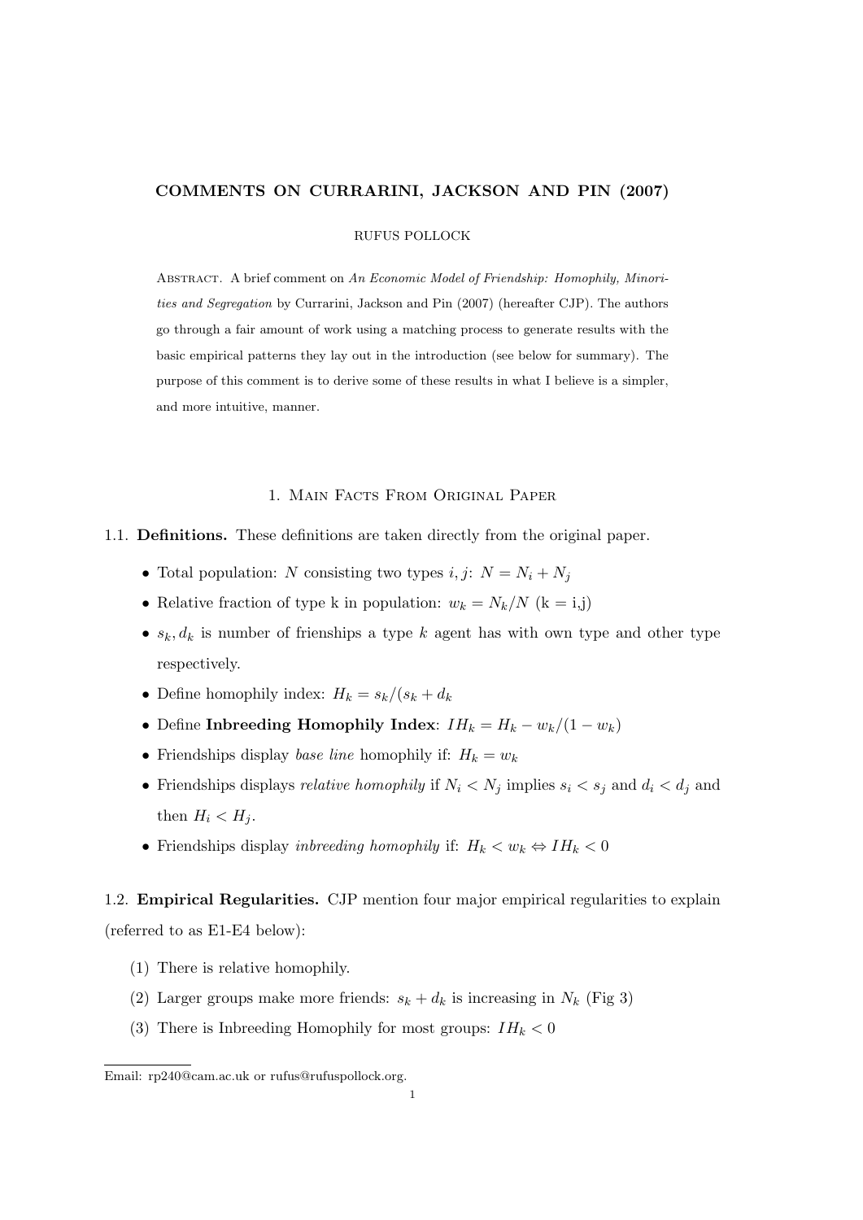# COMMENTS ON CURRARINI, JACKSON AND PIN (2007)

RUFUS POLLOCK

Abstract. A brief comment on *An Economic Model of Friendship: Homophily, Minorities and Segregation* by Currarini, Jackson and Pin (2007) (hereafter CJP). The authors go through a fair amount of work using a matching process to generate results with the basic empirical patterns they lay out in the introduction (see below for summary). The purpose of this comment is to derive some of these results in what I believe is a simpler, and more intuitive, manner.

## 1. Main Facts From Original Paper

### 1.1. Definitions.

These definitions are taken directly from the original paper.

- Total population: $N$ consisting two types $i, j$: $N = N_i + N_j$
- Relative fraction of type k in population: $w_k = N_k/N$ (k = i,j)
- $s_k, d_k$ is number of frienships a type $k$ agent has with own type and other type respectively.
- Define homophily index: $H_k = s_k/(s_k + d_k$
- Define **Inbreeding Homophily Index**: $IH_k = H_k - w_k/(1 - w_k)$
- Friendships display *base line* homophily if: $H_k = w_k$
- Friendships displays *relative homophily* if $N_i < N_j$ implies $s_i < s_j$ and $d_i < d_j$ and then $H_i < H_j$.
- Friendships display *inbreeding homophily* if: $H_k < w_k \Leftrightarrow IH_k < 0$

### 1.2. Empirical Regularities.

CJP mention four major empirical regularities to explain (referred to as E1-E4 below):

1. There is relative homophily.
2. Larger groups make more friends: $s_k + d_k$ is increasing in $N_k$ (Fig 3)
3. There is Inbreeding Homophily for most groups: $IH_k < 0$

Email: rp240@cam.ac.uk or rufus@rufuspollock.org.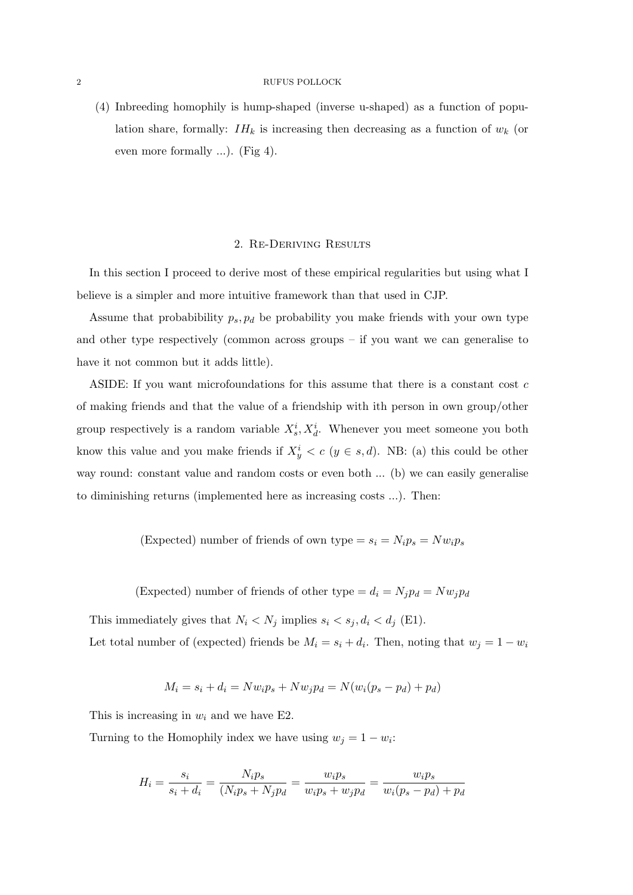(4) Inbreeding homophily is hump-shaped (inverse u-shaped) as a function of population share, formally: $IH_k$ is increasing then decreasing as a function of $w_k$ (or even more formally ...). (Fig 4).

## 2. Re-Deriving Results

In this section I proceed to derive most of these empirical regularities but using what I believe is a simpler and more intuitive framework than that used in CJP.

Assume that probabibility $p_s, p_d$ be probability you make friends with your own type and other type respectively (common across groups – if you want we can generalise to have it not common but it adds little).

ASIDE: If you want microfoundations for this assume that there is a constant cost $c$ of making friends and that the value of a friendship with ith person in own group/other group respectively is a random variable $X_s^i, X_d^i$. Whenever you meet someone you both know this value and you make friends if $X_y^i < c$ ($y \in s, d$). NB: (a) this could be other way round: constant value and random costs or even both ... (b) we can easily generalise to diminishing returns (implemented here as increasing costs ...). Then:

$$\text{(Expected) number of friends of own type} = s_i = N_i p_s = N w_i p_s$$

$$\text{(Expected) number of friends of other type} = d_i = N_j p_d = N w_j p_d$$

This immediately gives that $N_i < N_j$ implies $s_i < s_j, d_i < d_j$ (E1).

Let total number of (expected) friends be $M_i = s_i + d_i$. Then, noting that $w_j = 1 - w_i$

$$M_i = s_i + d_i = N w_i p_s + N w_j p_d = N(w_i(p_s - p_d) + p_d)$$

This is increasing in $w_i$ and we have E2.

Turning to the Homophily index we have using $w_j = 1 - w_i$:

$$H_i = \frac{s_i}{s_i + d_i} = \frac{N_i p_s}{(N_i p_s + N_j p_d} = \frac{w_i p_s}{w_i p_s + w_j p_d} = \frac{w_i p_s}{w_i(p_s - p_d) + p_d}$$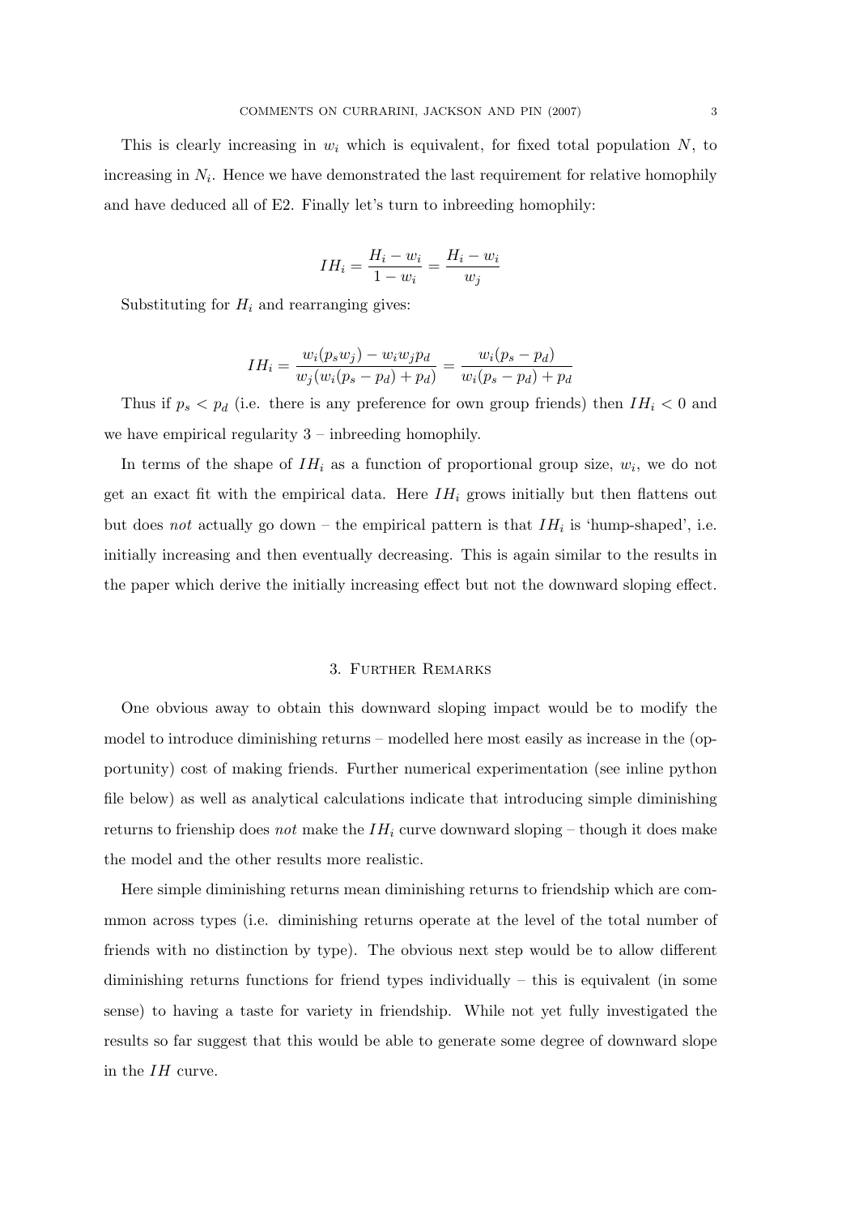This is clearly increasing in $w_i$ which is equivalent, for fixed total population $N$, to increasing in $N_i$. Hence we have demonstrated the last requirement for relative homophily and have deduced all of E2. Finally let's turn to inbreeding homophily:

$$IH_i = \frac{H_i - w_i}{1 - w_i} = \frac{H_i - w_i}{w_j}$$

Substituting for $H_i$ and rearranging gives:

$$IH_i = \frac{w_i(p_s w_j) - w_i w_j p_d}{w_j(w_i(p_s - p_d) + p_d)} = \frac{w_i(p_s - p_d)}{w_i(p_s - p_d) + p_d}$$

Thus if $p_s < p_d$ (i.e. there is any preference for own group friends) then $IH_i < 0$ and we have empirical regularity 3 – inbreeding homophily.

In terms of the shape of $IH_i$ as a function of proportional group size, $w_i$, we do not get an exact fit with the empirical data. Here $IH_i$ grows initially but then flattens out but does *not* actually go down – the empirical pattern is that $IH_i$ is 'hump-shaped', i.e. initially increasing and then eventually decreasing. This is again similar to the results in the paper which derive the initially increasing effect but not the downward sloping effect.

## 3. Further Remarks

One obvious away to obtain this downward sloping impact would be to modify the model to introduce diminishing returns – modelled here most easily as increase in the (opportunity) cost of making friends. Further numerical experimentation (see inline python file below) as well as analytical calculations indicate that introducing simple diminishing returns to frienship does *not* make the $IH_i$ curve downward sloping – though it does make the model and the other results more realistic.

Here simple diminishing returns mean diminishing returns to friendship which are commmon across types (i.e. diminishing returns operate at the level of the total number of friends with no distinction by type). The obvious next step would be to allow different diminishing returns functions for friend types individually – this is equivalent (in some sense) to having a taste for variety in friendship. While not yet fully investigated the results so far suggest that this would be able to generate some degree of downward slope in the $IH$ curve.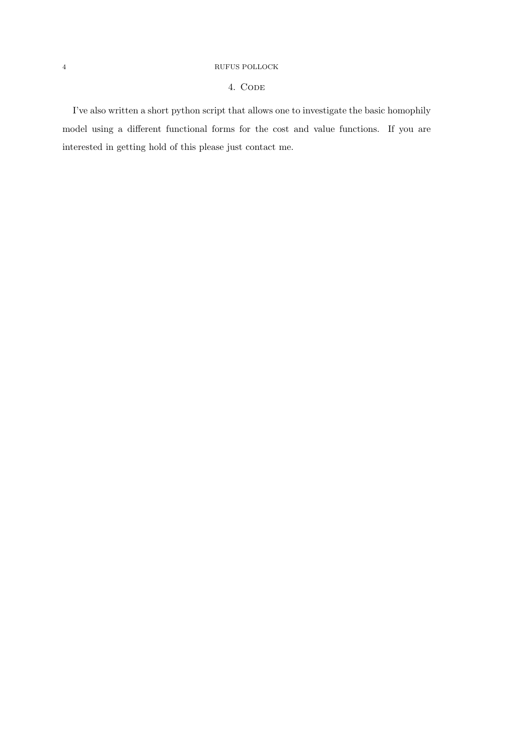## 4. Code

I've also written a short python script that allows one to investigate the basic homophily model using a different functional forms for the cost and value functions. If you are interested in getting hold of this please just contact me.